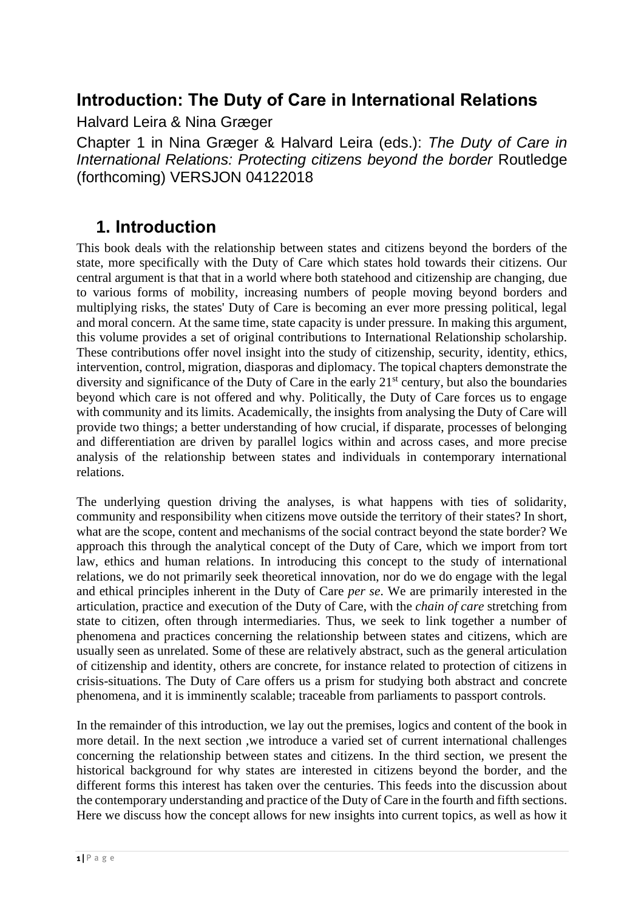# Introduction: The Duty of Care in International Relations

Halvard Leira & Nina Græger

Chapter 1 in Nina Græger & Halvard Leira (eds.): *The Duty of Care in International Relations: Protecting citizens beyond the border* Routledge (forthcoming) VERSJON 04122018

## 1. Introduction

This book deals with the relationship between states and citizens beyond the borders of the state, more specifically with the Duty of Care which states hold towards their citizens. Our central argument is that that in a world where both statehood and citizenship are changing, due to various forms of mobility, increasing numbers of people moving beyond borders and multiplying risks, the states' Duty of Care is becoming an ever more pressing political, legal and moral concern. At the same time, state capacity is under pressure. In making this argument, this volume provides a set of original contributions to International Relationship scholarship. These contributions offer novel insight into the study of citizenship, security, identity, ethics, intervention, control, migration, diasporas and diplomacy. The topical chapters demonstrate the diversity and significance of the Duty of Care in the early 21st century, but also the boundaries beyond which care is not offered and why. Politically, the Duty of Care forces us to engage with community and its limits. Academically, the insights from analysing the Duty of Care will provide two things; a better understanding of how crucial, if disparate, processes of belonging and differentiation are driven by parallel logics within and across cases, and more precise analysis of the relationship between states and individuals in contemporary international relations.

The underlying question driving the analyses, is what happens with ties of solidarity, community and responsibility when citizens move outside the territory of their states? In short, what are the scope, content and mechanisms of the social contract beyond the state border? We approach this through the analytical concept of the Duty of Care, which we import from tort law, ethics and human relations. In introducing this concept to the study of international relations, we do not primarily seek theoretical innovation, nor do we do engage with the legal and ethical principles inherent in the Duty of Care *per se*. We are primarily interested in the articulation, practice and execution of the Duty of Care, with the *chain of care* stretching from state to citizen, often through intermediaries. Thus, we seek to link together a number of phenomena and practices concerning the relationship between states and citizens, which are usually seen as unrelated. Some of these are relatively abstract, such as the general articulation of citizenship and identity, others are concrete, for instance related to protection of citizens in crisis-situations. The Duty of Care offers us a prism for studying both abstract and concrete phenomena, and it is imminently scalable; traceable from parliaments to passport controls.

In the remainder of this introduction, we lay out the premises, logics and content of the book in more detail. In the next section ,we introduce a varied set of current international challenges concerning the relationship between states and citizens. In the third section, we present the historical background for why states are interested in citizens beyond the border, and the different forms this interest has taken over the centuries. This feeds into the discussion about the contemporary understanding and practice of the Duty of Care in the fourth and fifth sections. Here we discuss how the concept allows for new insights into current topics, as well as how it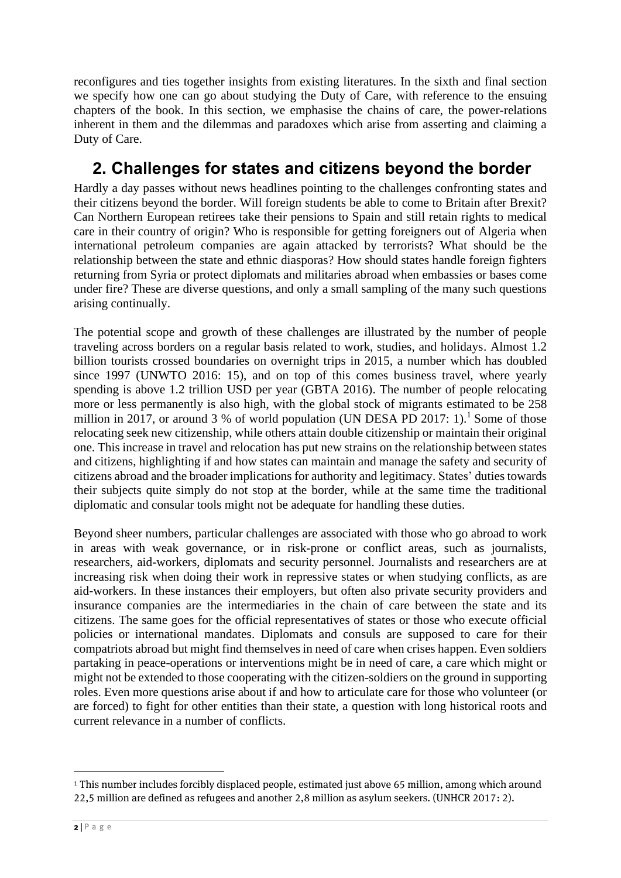reconfigures and ties together insights from existing literatures. In the sixth and final section we specify how one can go about studying the Duty of Care, with reference to the ensuing chapters of the book. In this section, we emphasise the chains of care, the power-relations inherent in them and the dilemmas and paradoxes which arise from asserting and claiming a Duty of Care.

## 2. Challenges for states and citizens beyond the border

Hardly a day passes without news headlines pointing to the challenges confronting states and their citizens beyond the border. Will foreign students be able to come to Britain after Brexit? Can Northern European retirees take their pensions to Spain and still retain rights to medical care in their country of origin? Who is responsible for getting foreigners out of Algeria when international petroleum companies are again attacked by terrorists? What should be the relationship between the state and ethnic diasporas? How should states handle foreign fighters returning from Syria or protect diplomats and militaries abroad when embassies or bases come under fire? These are diverse questions, and only a small sampling of the many such questions arising continually.

The potential scope and growth of these challenges are illustrated by the number of people traveling across borders on a regular basis related to work, studies, and holidays. Almost 1.2 billion tourists crossed boundaries on overnight trips in 2015, a number which has doubled since 1997 (UNWTO 2016: 15), and on top of this comes business travel, where yearly spending is above 1.2 trillion USD per year (GBTA 2016). The number of people relocating more or less permanently is also high, with the global stock of migrants estimated to be 258 million in 2017, or around 3 % of world population (UN DESA PD 2017: 1).[1] Some of those relocating seek new citizenship, while others attain double citizenship or maintain their original one. This increase in travel and relocation has put new strains on the relationship between states and citizens, highlighting if and how states can maintain and manage the safety and security of citizens abroad and the broader implications for authority and legitimacy. States' duties towards their subjects quite simply do not stop at the border, while at the same time the traditional diplomatic and consular tools might not be adequate for handling these duties.

Beyond sheer numbers, particular challenges are associated with those who go abroad to work in areas with weak governance, or in risk-prone or conflict areas, such as journalists, researchers, aid-workers, diplomats and security personnel. Journalists and researchers are at increasing risk when doing their work in repressive states or when studying conflicts, as are aid-workers. In these instances their employers, but often also private security providers and insurance companies are the intermediaries in the chain of care between the state and its citizens. The same goes for the official representatives of states or those who execute official policies or international mandates. Diplomats and consuls are supposed to care for their compatriots abroad but might find themselves in need of care when crises happen. Even soldiers partaking in peace-operations or interventions might be in need of care, a care which might or might not be extended to those cooperating with the citizen-soldiers on the ground in supporting roles. Even more questions arise about if and how to articulate care for those who volunteer (or are forced) to fight for other entities than their state, a question with long historical roots and current relevance in a number of conflicts.

---

[1] This number includes forcibly displaced people, estimated just above 65 million, among which around 22,5 million are defined as refugees and another 2,8 million as asylum seekers. (UNHCR 2017: 2).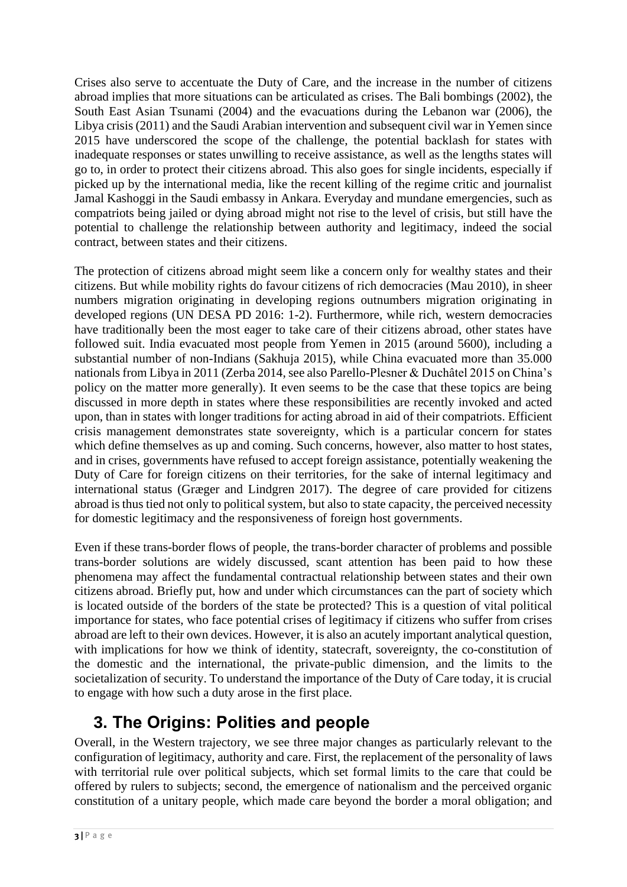Crises also serve to accentuate the Duty of Care, and the increase in the number of citizens abroad implies that more situations can be articulated as crises. The Bali bombings (2002), the South East Asian Tsunami (2004) and the evacuations during the Lebanon war (2006), the Libya crisis (2011) and the Saudi Arabian intervention and subsequent civil war in Yemen since 2015 have underscored the scope of the challenge, the potential backlash for states with inadequate responses or states unwilling to receive assistance, as well as the lengths states will go to, in order to protect their citizens abroad. This also goes for single incidents, especially if picked up by the international media, like the recent killing of the regime critic and journalist Jamal Kashoggi in the Saudi embassy in Ankara. Everyday and mundane emergencies, such as compatriots being jailed or dying abroad might not rise to the level of crisis, but still have the potential to challenge the relationship between authority and legitimacy, indeed the social contract, between states and their citizens.

The protection of citizens abroad might seem like a concern only for wealthy states and their citizens. But while mobility rights do favour citizens of rich democracies (Mau 2010), in sheer numbers migration originating in developing regions outnumbers migration originating in developed regions (UN DESA PD 2016: 1-2). Furthermore, while rich, western democracies have traditionally been the most eager to take care of their citizens abroad, other states have followed suit. India evacuated most people from Yemen in 2015 (around 5600), including a substantial number of non-Indians (Sakhuja 2015), while China evacuated more than 35.000 nationals from Libya in 2011 (Zerba 2014, see also Parello-Plesner & Duchâtel 2015 on China's policy on the matter more generally). It even seems to be the case that these topics are being discussed in more depth in states where these responsibilities are recently invoked and acted upon, than in states with longer traditions for acting abroad in aid of their compatriots. Efficient crisis management demonstrates state sovereignty, which is a particular concern for states which define themselves as up and coming. Such concerns, however, also matter to host states, and in crises, governments have refused to accept foreign assistance, potentially weakening the Duty of Care for foreign citizens on their territories, for the sake of internal legitimacy and international status (Græger and Lindgren 2017). The degree of care provided for citizens abroad is thus tied not only to political system, but also to state capacity, the perceived necessity for domestic legitimacy and the responsiveness of foreign host governments.

Even if these trans-border flows of people, the trans-border character of problems and possible trans-border solutions are widely discussed, scant attention has been paid to how these phenomena may affect the fundamental contractual relationship between states and their own citizens abroad. Briefly put, how and under which circumstances can the part of society which is located outside of the borders of the state be protected? This is a question of vital political importance for states, who face potential crises of legitimacy if citizens who suffer from crises abroad are left to their own devices. However, it is also an acutely important analytical question, with implications for how we think of identity, statecraft, sovereignty, the co-constitution of the domestic and the international, the private-public dimension, and the limits to the societalization of security. To understand the importance of the Duty of Care today, it is crucial to engage with how such a duty arose in the first place.

## 3. The Origins: Polities and people

Overall, in the Western trajectory, we see three major changes as particularly relevant to the configuration of legitimacy, authority and care. First, the replacement of the personality of laws with territorial rule over political subjects, which set formal limits to the care that could be offered by rulers to subjects; second, the emergence of nationalism and the perceived organic constitution of a unitary people, which made care beyond the border a moral obligation; and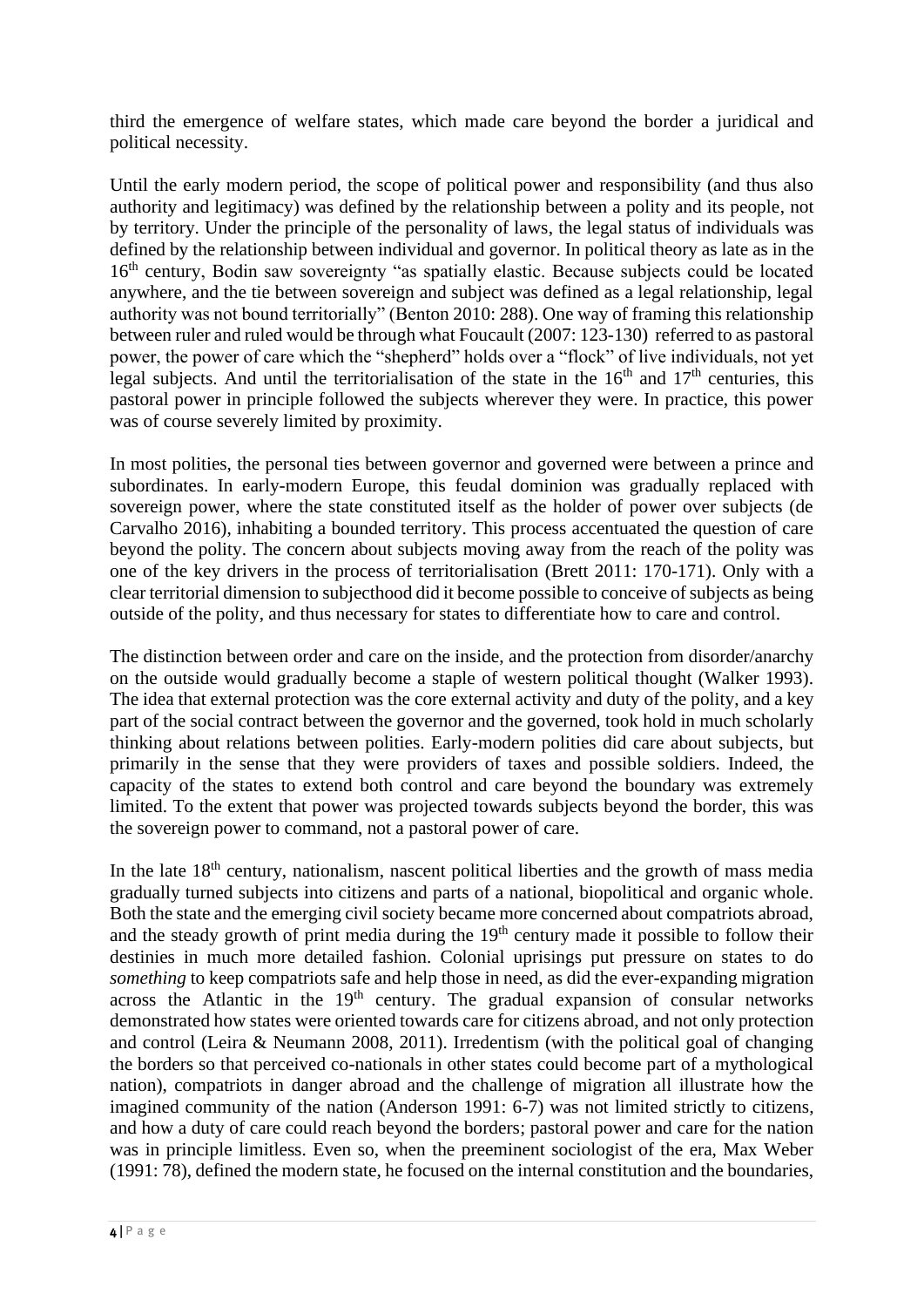third the emergence of welfare states, which made care beyond the border a juridical and political necessity.

Until the early modern period, the scope of political power and responsibility (and thus also authority and legitimacy) was defined by the relationship between a polity and its people, not by territory. Under the principle of the personality of laws, the legal status of individuals was defined by the relationship between individual and governor. In political theory as late as in the 16th century, Bodin saw sovereignty "as spatially elastic. Because subjects could be located anywhere, and the tie between sovereign and subject was defined as a legal relationship, legal authority was not bound territorially" (Benton 2010: 288). One way of framing this relationship between ruler and ruled would be through what Foucault (2007: 123-130) referred to as pastoral power, the power of care which the "shepherd" holds over a "flock" of live individuals, not yet legal subjects. And until the territorialisation of the state in the 16th and 17th centuries, this pastoral power in principle followed the subjects wherever they were. In practice, this power was of course severely limited by proximity.

In most polities, the personal ties between governor and governed were between a prince and subordinates. In early-modern Europe, this feudal dominion was gradually replaced with sovereign power, where the state constituted itself as the holder of power over subjects (de Carvalho 2016), inhabiting a bounded territory. This process accentuated the question of care beyond the polity. The concern about subjects moving away from the reach of the polity was one of the key drivers in the process of territorialisation (Brett 2011: 170-171). Only with a clear territorial dimension to subjecthood did it become possible to conceive of subjects as being outside of the polity, and thus necessary for states to differentiate how to care and control.

The distinction between order and care on the inside, and the protection from disorder/anarchy on the outside would gradually become a staple of western political thought (Walker 1993). The idea that external protection was the core external activity and duty of the polity, and a key part of the social contract between the governor and the governed, took hold in much scholarly thinking about relations between polities. Early-modern polities did care about subjects, but primarily in the sense that they were providers of taxes and possible soldiers. Indeed, the capacity of the states to extend both control and care beyond the boundary was extremely limited. To the extent that power was projected towards subjects beyond the border, this was the sovereign power to command, not a pastoral power of care.

In the late 18th century, nationalism, nascent political liberties and the growth of mass media gradually turned subjects into citizens and parts of a national, biopolitical and organic whole. Both the state and the emerging civil society became more concerned about compatriots abroad, and the steady growth of print media during the 19th century made it possible to follow their destinies in much more detailed fashion. Colonial uprisings put pressure on states to do *something* to keep compatriots safe and help those in need, as did the ever-expanding migration across the Atlantic in the 19th century. The gradual expansion of consular networks demonstrated how states were oriented towards care for citizens abroad, and not only protection and control (Leira & Neumann 2008, 2011). Irredentism (with the political goal of changing the borders so that perceived co-nationals in other states could become part of a mythological nation), compatriots in danger abroad and the challenge of migration all illustrate how the imagined community of the nation (Anderson 1991: 6-7) was not limited strictly to citizens, and how a duty of care could reach beyond the borders; pastoral power and care for the nation was in principle limitless. Even so, when the preeminent sociologist of the era, Max Weber (1991: 78), defined the modern state, he focused on the internal constitution and the boundaries,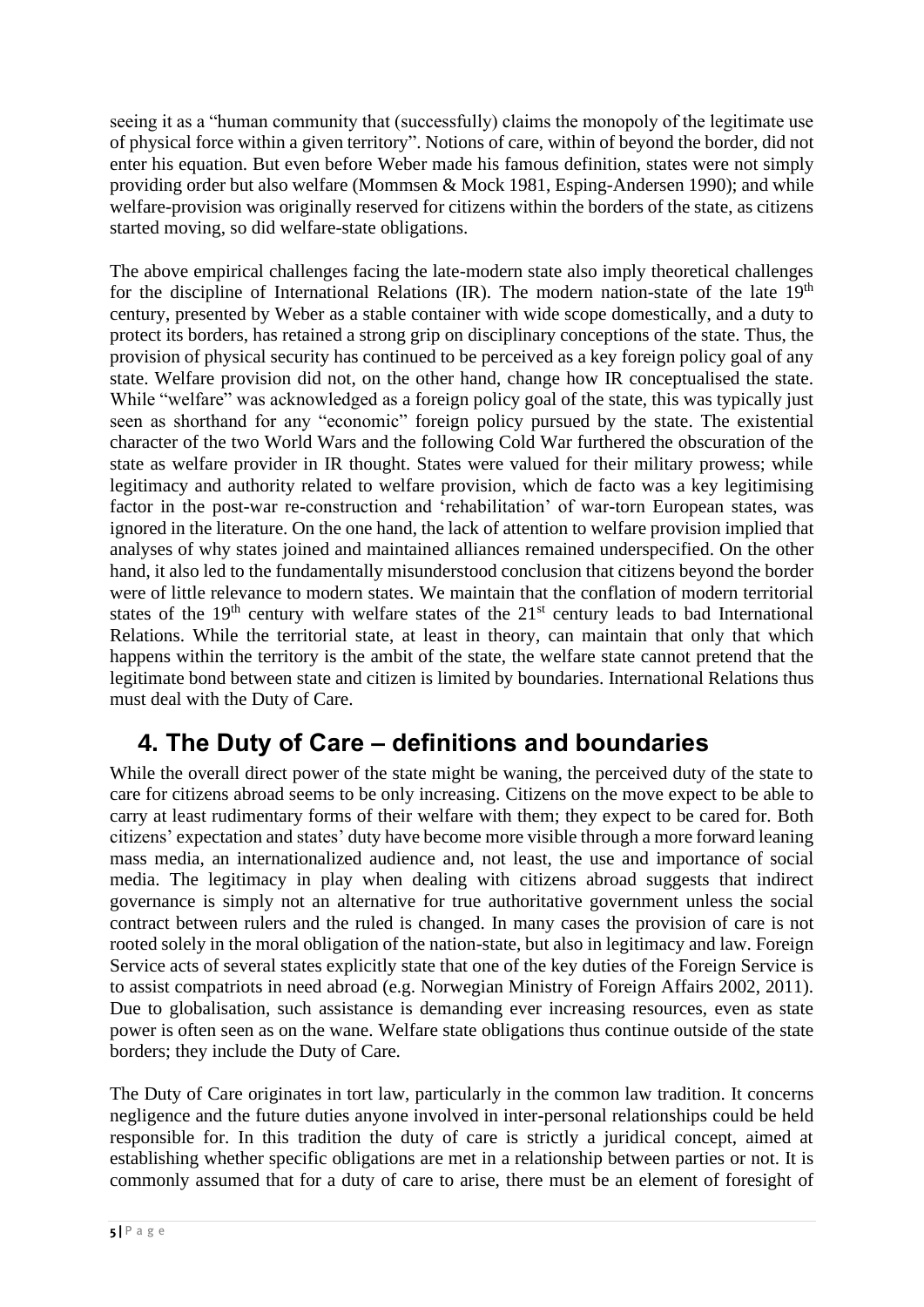seeing it as a "human community that (successfully) claims the monopoly of the legitimate use of physical force within a given territory". Notions of care, within of beyond the border, did not enter his equation. But even before Weber made his famous definition, states were not simply providing order but also welfare (Mommsen & Mock 1981, Esping-Andersen 1990); and while welfare-provision was originally reserved for citizens within the borders of the state, as citizens started moving, so did welfare-state obligations.

The above empirical challenges facing the late-modern state also imply theoretical challenges for the discipline of International Relations (IR). The modern nation-state of the late 19th century, presented by Weber as a stable container with wide scope domestically, and a duty to protect its borders, has retained a strong grip on disciplinary conceptions of the state. Thus, the provision of physical security has continued to be perceived as a key foreign policy goal of any state. Welfare provision did not, on the other hand, change how IR conceptualised the state. While "welfare" was acknowledged as a foreign policy goal of the state, this was typically just seen as shorthand for any "economic" foreign policy pursued by the state. The existential character of the two World Wars and the following Cold War furthered the obscuration of the state as welfare provider in IR thought. States were valued for their military prowess; while legitimacy and authority related to welfare provision, which de facto was a key legitimising factor in the post-war re-construction and 'rehabilitation' of war-torn European states, was ignored in the literature. On the one hand, the lack of attention to welfare provision implied that analyses of why states joined and maintained alliances remained underspecified. On the other hand, it also led to the fundamentally misunderstood conclusion that citizens beyond the border were of little relevance to modern states. We maintain that the conflation of modern territorial states of the 19th century with welfare states of the 21st century leads to bad International Relations. While the territorial state, at least in theory, can maintain that only that which happens within the territory is the ambit of the state, the welfare state cannot pretend that the legitimate bond between state and citizen is limited by boundaries. International Relations thus must deal with the Duty of Care.

## 4. The Duty of Care – definitions and boundaries

While the overall direct power of the state might be waning, the perceived duty of the state to care for citizens abroad seems to be only increasing. Citizens on the move expect to be able to carry at least rudimentary forms of their welfare with them; they expect to be cared for. Both citizens' expectation and states' duty have become more visible through a more forward leaning mass media, an internationalized audience and, not least, the use and importance of social media. The legitimacy in play when dealing with citizens abroad suggests that indirect governance is simply not an alternative for true authoritative government unless the social contract between rulers and the ruled is changed. In many cases the provision of care is not rooted solely in the moral obligation of the nation-state, but also in legitimacy and law. Foreign Service acts of several states explicitly state that one of the key duties of the Foreign Service is to assist compatriots in need abroad (e.g. Norwegian Ministry of Foreign Affairs 2002, 2011). Due to globalisation, such assistance is demanding ever increasing resources, even as state power is often seen as on the wane. Welfare state obligations thus continue outside of the state borders; they include the Duty of Care.

The Duty of Care originates in tort law, particularly in the common law tradition. It concerns negligence and the future duties anyone involved in inter-personal relationships could be held responsible for. In this tradition the duty of care is strictly a juridical concept, aimed at establishing whether specific obligations are met in a relationship between parties or not. It is commonly assumed that for a duty of care to arise, there must be an element of foresight of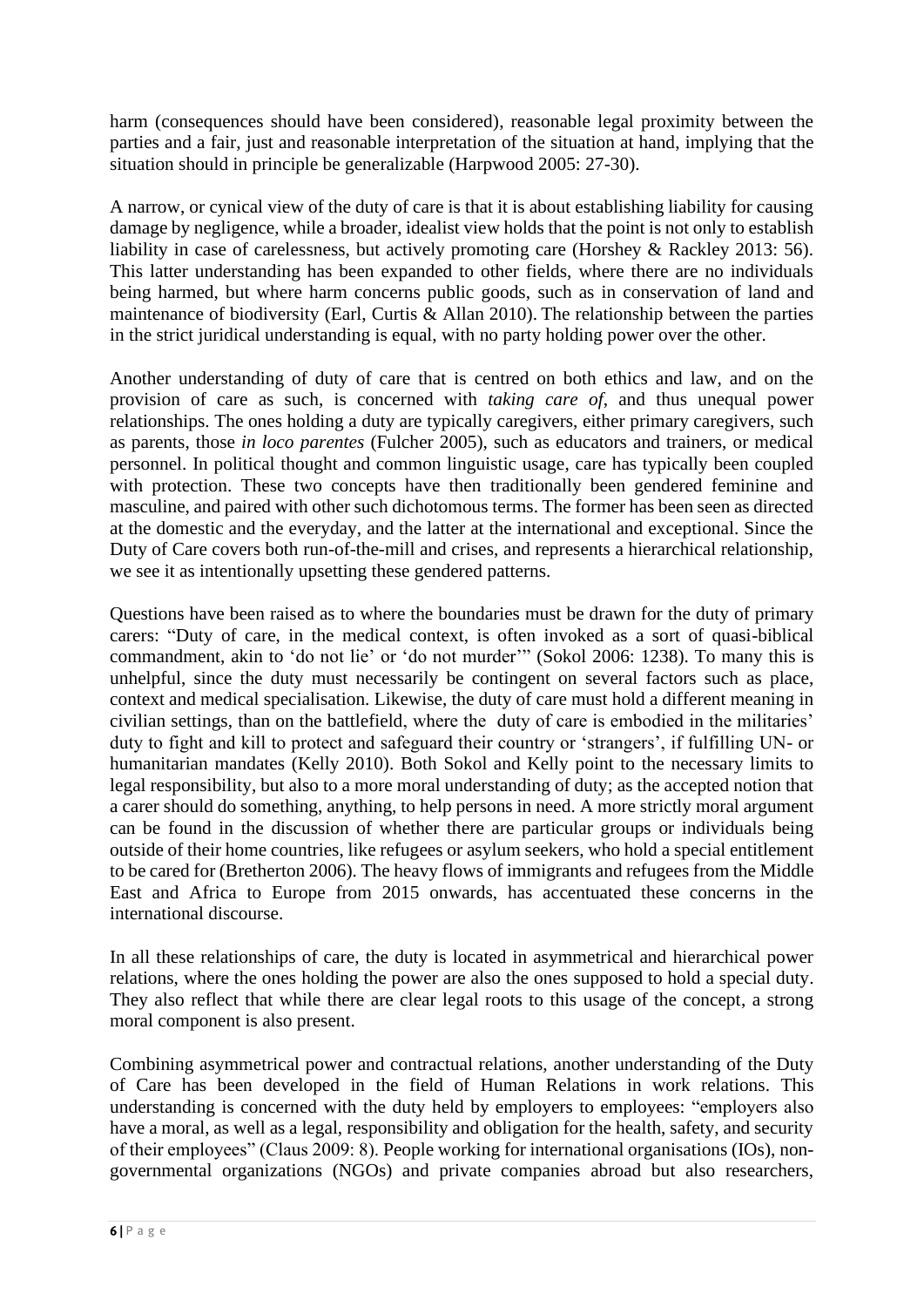harm (consequences should have been considered), reasonable legal proximity between the parties and a fair, just and reasonable interpretation of the situation at hand, implying that the situation should in principle be generalizable (Harpwood 2005: 27-30).

A narrow, or cynical view of the duty of care is that it is about establishing liability for causing damage by negligence, while a broader, idealist view holds that the point is not only to establish liability in case of carelessness, but actively promoting care (Horshey & Rackley 2013: 56). This latter understanding has been expanded to other fields, where there are no individuals being harmed, but where harm concerns public goods, such as in conservation of land and maintenance of biodiversity (Earl, Curtis & Allan 2010). The relationship between the parties in the strict juridical understanding is equal, with no party holding power over the other.

Another understanding of duty of care that is centred on both ethics and law, and on the provision of care as such, is concerned with *taking care of*, and thus unequal power relationships. The ones holding a duty are typically caregivers, either primary caregivers, such as parents, those *in loco parentes* (Fulcher 2005), such as educators and trainers, or medical personnel. In political thought and common linguistic usage, care has typically been coupled with protection. These two concepts have then traditionally been gendered feminine and masculine, and paired with other such dichotomous terms. The former has been seen as directed at the domestic and the everyday, and the latter at the international and exceptional. Since the Duty of Care covers both run-of-the-mill and crises, and represents a hierarchical relationship, we see it as intentionally upsetting these gendered patterns.

Questions have been raised as to where the boundaries must be drawn for the duty of primary carers: "Duty of care, in the medical context, is often invoked as a sort of quasi-biblical commandment, akin to 'do not lie' or 'do not murder'" (Sokol 2006: 1238). To many this is unhelpful, since the duty must necessarily be contingent on several factors such as place, context and medical specialisation. Likewise, the duty of care must hold a different meaning in civilian settings, than on the battlefield, where the duty of care is embodied in the militaries' duty to fight and kill to protect and safeguard their country or 'strangers', if fulfilling UN- or humanitarian mandates (Kelly 2010). Both Sokol and Kelly point to the necessary limits to legal responsibility, but also to a more moral understanding of duty; as the accepted notion that a carer should do something, anything, to help persons in need. A more strictly moral argument can be found in the discussion of whether there are particular groups or individuals being outside of their home countries, like refugees or asylum seekers, who hold a special entitlement to be cared for (Bretherton 2006). The heavy flows of immigrants and refugees from the Middle East and Africa to Europe from 2015 onwards, has accentuated these concerns in the international discourse.

In all these relationships of care, the duty is located in asymmetrical and hierarchical power relations, where the ones holding the power are also the ones supposed to hold a special duty. They also reflect that while there are clear legal roots to this usage of the concept, a strong moral component is also present.

Combining asymmetrical power and contractual relations, another understanding of the Duty of Care has been developed in the field of Human Relations in work relations. This understanding is concerned with the duty held by employers to employees: "employers also have a moral, as well as a legal, responsibility and obligation for the health, safety, and security of their employees" (Claus 2009: 8). People working for international organisations (IOs), non-governmental organizations (NGOs) and private companies abroad but also researchers,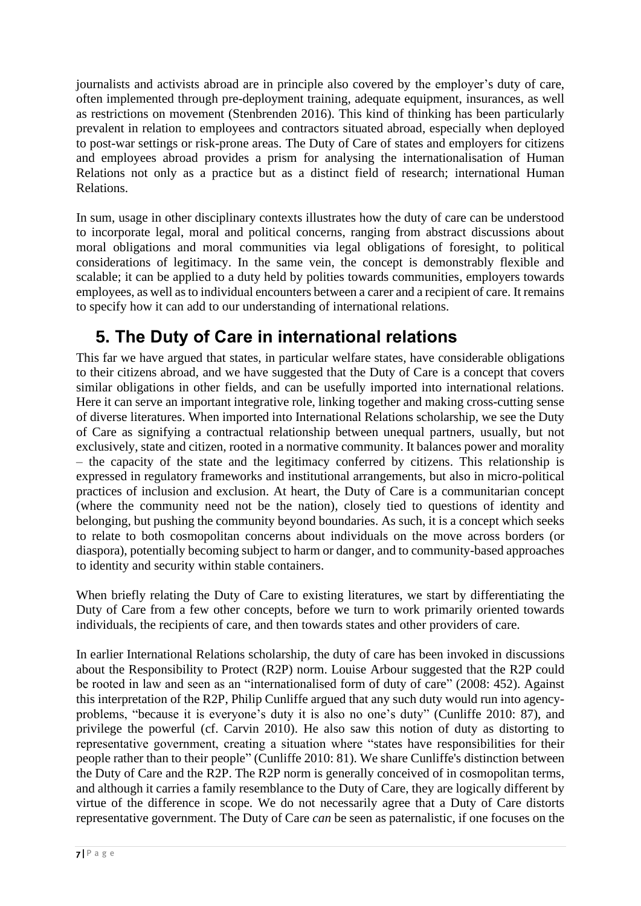journalists and activists abroad are in principle also covered by the employer's duty of care, often implemented through pre-deployment training, adequate equipment, insurances, as well as restrictions on movement (Stenbrenden 2016). This kind of thinking has been particularly prevalent in relation to employees and contractors situated abroad, especially when deployed to post-war settings or risk-prone areas. The Duty of Care of states and employers for citizens and employees abroad provides a prism for analysing the internationalisation of Human Relations not only as a practice but as a distinct field of research; international Human Relations.

In sum, usage in other disciplinary contexts illustrates how the duty of care can be understood to incorporate legal, moral and political concerns, ranging from abstract discussions about moral obligations and moral communities via legal obligations of foresight, to political considerations of legitimacy. In the same vein, the concept is demonstrably flexible and scalable; it can be applied to a duty held by polities towards communities, employers towards employees, as well as to individual encounters between a carer and a recipient of care. It remains to specify how it can add to our understanding of international relations.

# 5. The Duty of Care in international relations

This far we have argued that states, in particular welfare states, have considerable obligations to their citizens abroad, and we have suggested that the Duty of Care is a concept that covers similar obligations in other fields, and can be usefully imported into international relations. Here it can serve an important integrative role, linking together and making cross-cutting sense of diverse literatures. When imported into International Relations scholarship, we see the Duty of Care as signifying a contractual relationship between unequal partners, usually, but not exclusively, state and citizen, rooted in a normative community. It balances power and morality – the capacity of the state and the legitimacy conferred by citizens. This relationship is expressed in regulatory frameworks and institutional arrangements, but also in micro-political practices of inclusion and exclusion. At heart, the Duty of Care is a communitarian concept (where the community need not be the nation), closely tied to questions of identity and belonging, but pushing the community beyond boundaries. As such, it is a concept which seeks to relate to both cosmopolitan concerns about individuals on the move across borders (or diaspora), potentially becoming subject to harm or danger, and to community-based approaches to identity and security within stable containers.

When briefly relating the Duty of Care to existing literatures, we start by differentiating the Duty of Care from a few other concepts, before we turn to work primarily oriented towards individuals, the recipients of care, and then towards states and other providers of care.

In earlier International Relations scholarship, the duty of care has been invoked in discussions about the Responsibility to Protect (R2P) norm. Louise Arbour suggested that the R2P could be rooted in law and seen as an "internationalised form of duty of care" (2008: 452). Against this interpretation of the R2P, Philip Cunliffe argued that any such duty would run into agency-problems, "because it is everyone's duty it is also no one's duty" (Cunliffe 2010: 87), and privilege the powerful (cf. Carvin 2010). He also saw this notion of duty as distorting to representative government, creating a situation where "states have responsibilities for their people rather than to their people" (Cunliffe 2010: 81). We share Cunliffe's distinction between the Duty of Care and the R2P. The R2P norm is generally conceived of in cosmopolitan terms, and although it carries a family resemblance to the Duty of Care, they are logically different by virtue of the difference in scope. We do not necessarily agree that a Duty of Care distorts representative government. The Duty of Care *can* be seen as paternalistic, if one focuses on the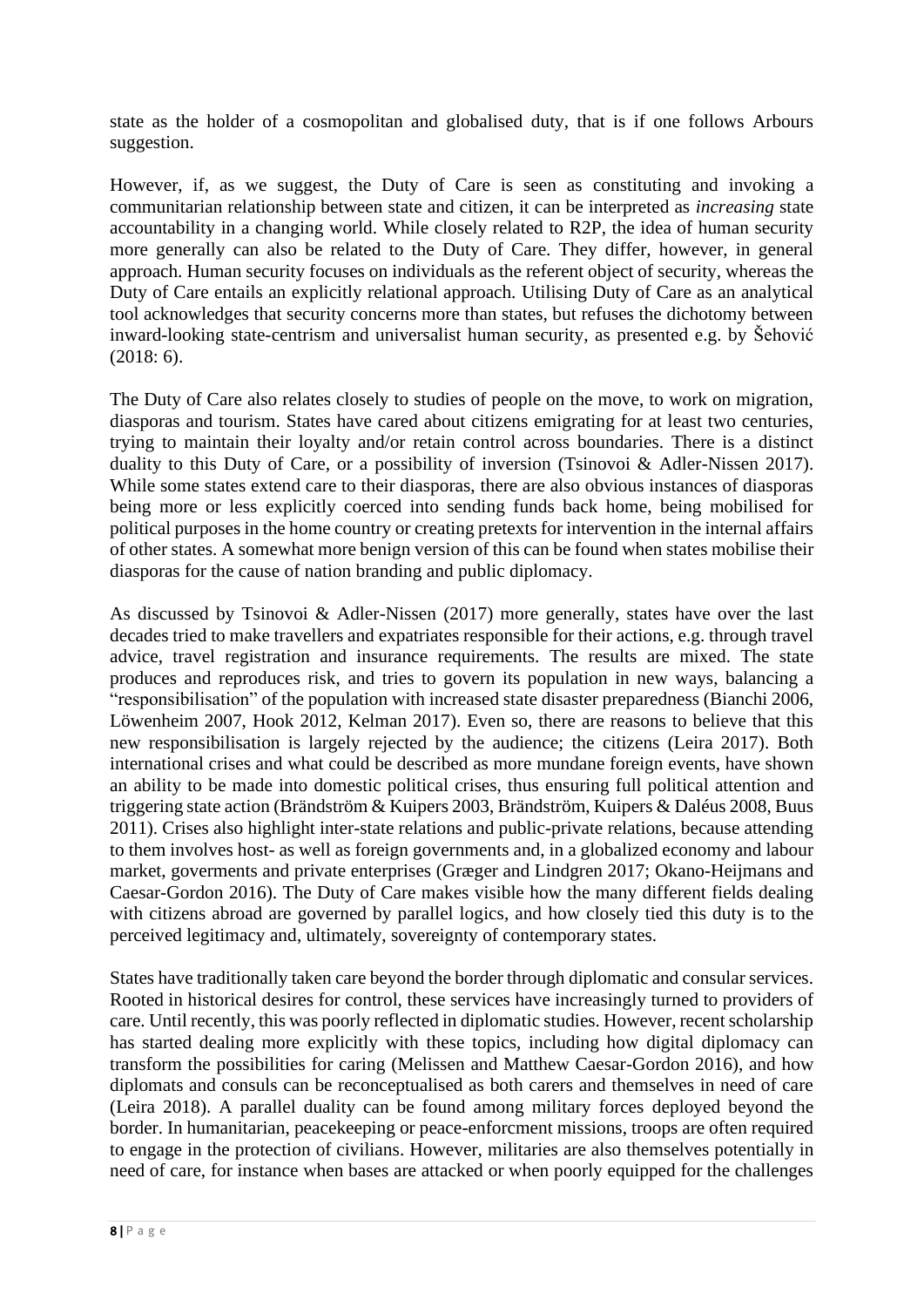state as the holder of a cosmopolitan and globalised duty, that is if one follows Arbours suggestion.

However, if, as we suggest, the Duty of Care is seen as constituting and invoking a communitarian relationship between state and citizen, it can be interpreted as *increasing* state accountability in a changing world. While closely related to R2P, the idea of human security more generally can also be related to the Duty of Care. They differ, however, in general approach. Human security focuses on individuals as the referent object of security, whereas the Duty of Care entails an explicitly relational approach. Utilising Duty of Care as an analytical tool acknowledges that security concerns more than states, but refuses the dichotomy between inward-looking state-centrism and universalist human security, as presented e.g. by Šehović (2018: 6).

The Duty of Care also relates closely to studies of people on the move, to work on migration, diasporas and tourism. States have cared about citizens emigrating for at least two centuries, trying to maintain their loyalty and/or retain control across boundaries. There is a distinct duality to this Duty of Care, or a possibility of inversion (Tsinovoi & Adler-Nissen 2017). While some states extend care to their diasporas, there are also obvious instances of diasporas being more or less explicitly coerced into sending funds back home, being mobilised for political purposes in the home country or creating pretexts for intervention in the internal affairs of other states. A somewhat more benign version of this can be found when states mobilise their diasporas for the cause of nation branding and public diplomacy.

As discussed by Tsinovoi & Adler-Nissen (2017) more generally, states have over the last decades tried to make travellers and expatriates responsible for their actions, e.g. through travel advice, travel registration and insurance requirements. The results are mixed. The state produces and reproduces risk, and tries to govern its population in new ways, balancing a "responsibilisation" of the population with increased state disaster preparedness (Bianchi 2006, Löwenheim 2007, Hook 2012, Kelman 2017). Even so, there are reasons to believe that this new responsibilisation is largely rejected by the audience; the citizens (Leira 2017). Both international crises and what could be described as more mundane foreign events, have shown an ability to be made into domestic political crises, thus ensuring full political attention and triggering state action (Brändström & Kuipers 2003, Brändström, Kuipers & Daléus 2008, Buus 2011). Crises also highlight inter-state relations and public-private relations, because attending to them involves host- as well as foreign governments and, in a globalized economy and labour market, goverments and private enterprises (Græger and Lindgren 2017; Okano-Heijmans and Caesar-Gordon 2016). The Duty of Care makes visible how the many different fields dealing with citizens abroad are governed by parallel logics, and how closely tied this duty is to the perceived legitimacy and, ultimately, sovereignty of contemporary states.

States have traditionally taken care beyond the border through diplomatic and consular services. Rooted in historical desires for control, these services have increasingly turned to providers of care. Until recently, this was poorly reflected in diplomatic studies. However, recent scholarship has started dealing more explicitly with these topics, including how digital diplomacy can transform the possibilities for caring (Melissen and Matthew Caesar-Gordon 2016), and how diplomats and consuls can be reconceptualised as both carers and themselves in need of care (Leira 2018). A parallel duality can be found among military forces deployed beyond the border. In humanitarian, peacekeeping or peace-enforcment missions, troops are often required to engage in the protection of civilians. However, militaries are also themselves potentially in need of care, for instance when bases are attacked or when poorly equipped for the challenges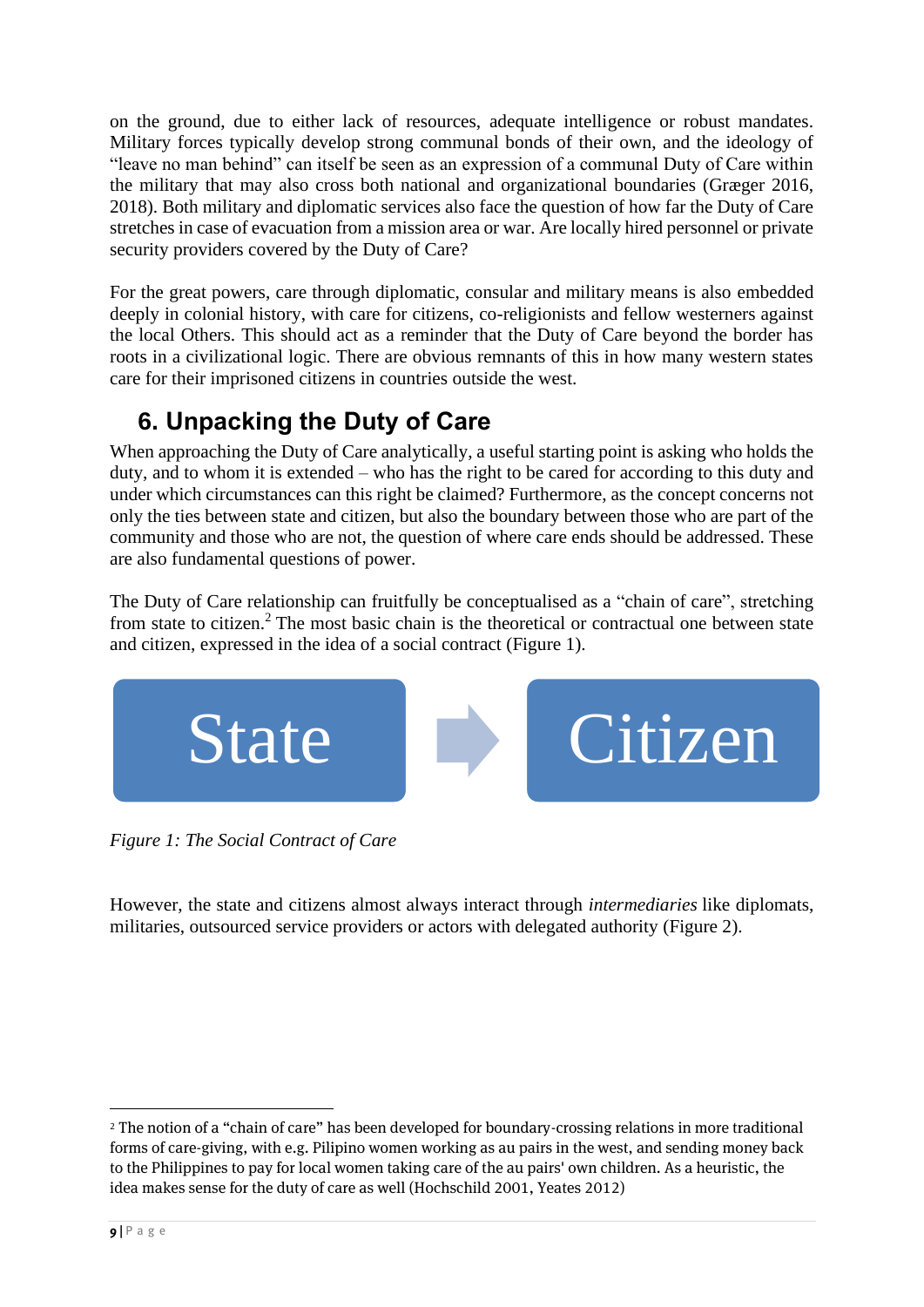on the ground, due to either lack of resources, adequate intelligence or robust mandates. Military forces typically develop strong communal bonds of their own, and the ideology of "leave no man behind" can itself be seen as an expression of a communal Duty of Care within the military that may also cross both national and organizational boundaries (Græger 2016, 2018). Both military and diplomatic services also face the question of how far the Duty of Care stretches in case of evacuation from a mission area or war. Are locally hired personnel or private security providers covered by the Duty of Care?

For the great powers, care through diplomatic, consular and military means is also embedded deeply in colonial history, with care for citizens, co-religionists and fellow westerners against the local Others. This should act as a reminder that the Duty of Care beyond the border has roots in a civilizational logic. There are obvious remnants of this in how many western states care for their imprisoned citizens in countries outside the west.

## 6. Unpacking the Duty of Care

When approaching the Duty of Care analytically, a useful starting point is asking who holds the duty, and to whom it is extended – who has the right to be cared for according to this duty and under which circumstances can this right be claimed? Furthermore, as the concept concerns not only the ties between state and citizen, but also the boundary between those who are part of the community and those who are not, the question of where care ends should be addressed. These are also fundamental questions of power.

The Duty of Care relationship can fruitfully be conceptualised as a "chain of care", stretching from state to citizen.[2] The most basic chain is the theoretical or contractual one between state and citizen, expressed in the idea of a social contract (Figure 1).

State → Citizen

*Figure 1: The Social Contract of Care*

However, the state and citizens almost always interact through *intermediaries* like diplomats, militaries, outsourced service providers or actors with delegated authority (Figure 2).

---

[2] The notion of a "chain of care" has been developed for boundary-crossing relations in more traditional forms of care-giving, with e.g. Pilipino women working as au pairs in the west, and sending money back to the Philippines to pay for local women taking care of the au pairs' own children. As a heuristic, the idea makes sense for the duty of care as well (Hochschild 2001, Yeates 2012)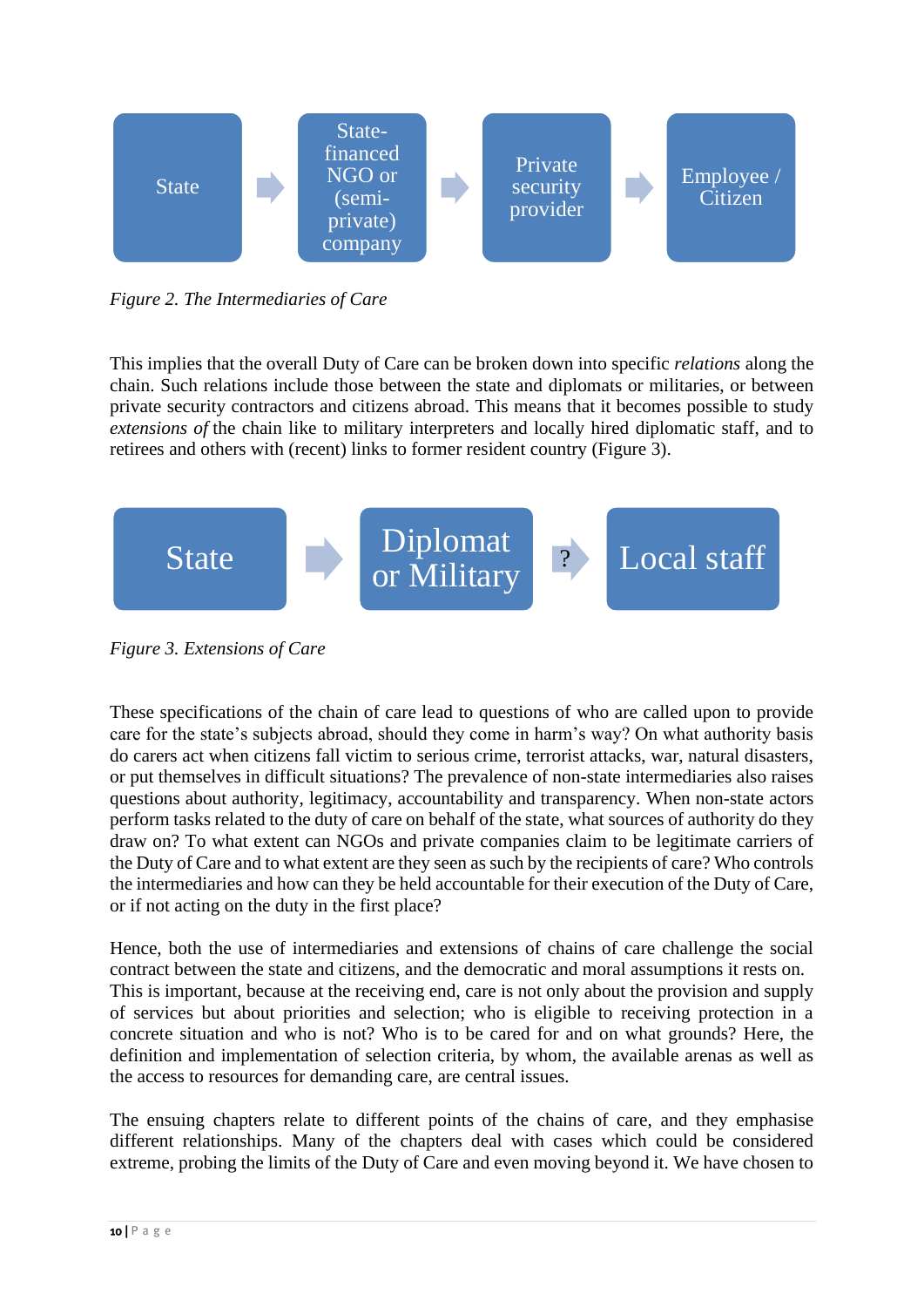State → State-financed NGO or (semi-private) company → Private security provider → Employee / Citizen

*Figure 2. The Intermediaries of Care*

This implies that the overall Duty of Care can be broken down into specific *relations* along the chain. Such relations include those between the state and diplomats or militaries, or between private security contractors and citizens abroad. This means that it becomes possible to study *extensions of* the chain like to military interpreters and locally hired diplomatic staff, and to retirees and others with (recent) links to former resident country (Figure 3).

State → Diplomat or Military → ? Local staff

*Figure 3. Extensions of Care*

These specifications of the chain of care lead to questions of who are called upon to provide care for the state's subjects abroad, should they come in harm's way? On what authority basis do carers act when citizens fall victim to serious crime, terrorist attacks, war, natural disasters, or put themselves in difficult situations? The prevalence of non-state intermediaries also raises questions about authority, legitimacy, accountability and transparency. When non-state actors perform tasks related to the duty of care on behalf of the state, what sources of authority do they draw on? To what extent can NGOs and private companies claim to be legitimate carriers of the Duty of Care and to what extent are they seen as such by the recipients of care? Who controls the intermediaries and how can they be held accountable for their execution of the Duty of Care, or if not acting on the duty in the first place?

Hence, both the use of intermediaries and extensions of chains of care challenge the social contract between the state and citizens, and the democratic and moral assumptions it rests on. This is important, because at the receiving end, care is not only about the provision and supply of services but about priorities and selection; who is eligible to receiving protection in a concrete situation and who is not? Who is to be cared for and on what grounds? Here, the definition and implementation of selection criteria, by whom, the available arenas as well as the access to resources for demanding care, are central issues.

The ensuing chapters relate to different points of the chains of care, and they emphasise different relationships. Many of the chapters deal with cases which could be considered extreme, probing the limits of the Duty of Care and even moving beyond it. We have chosen to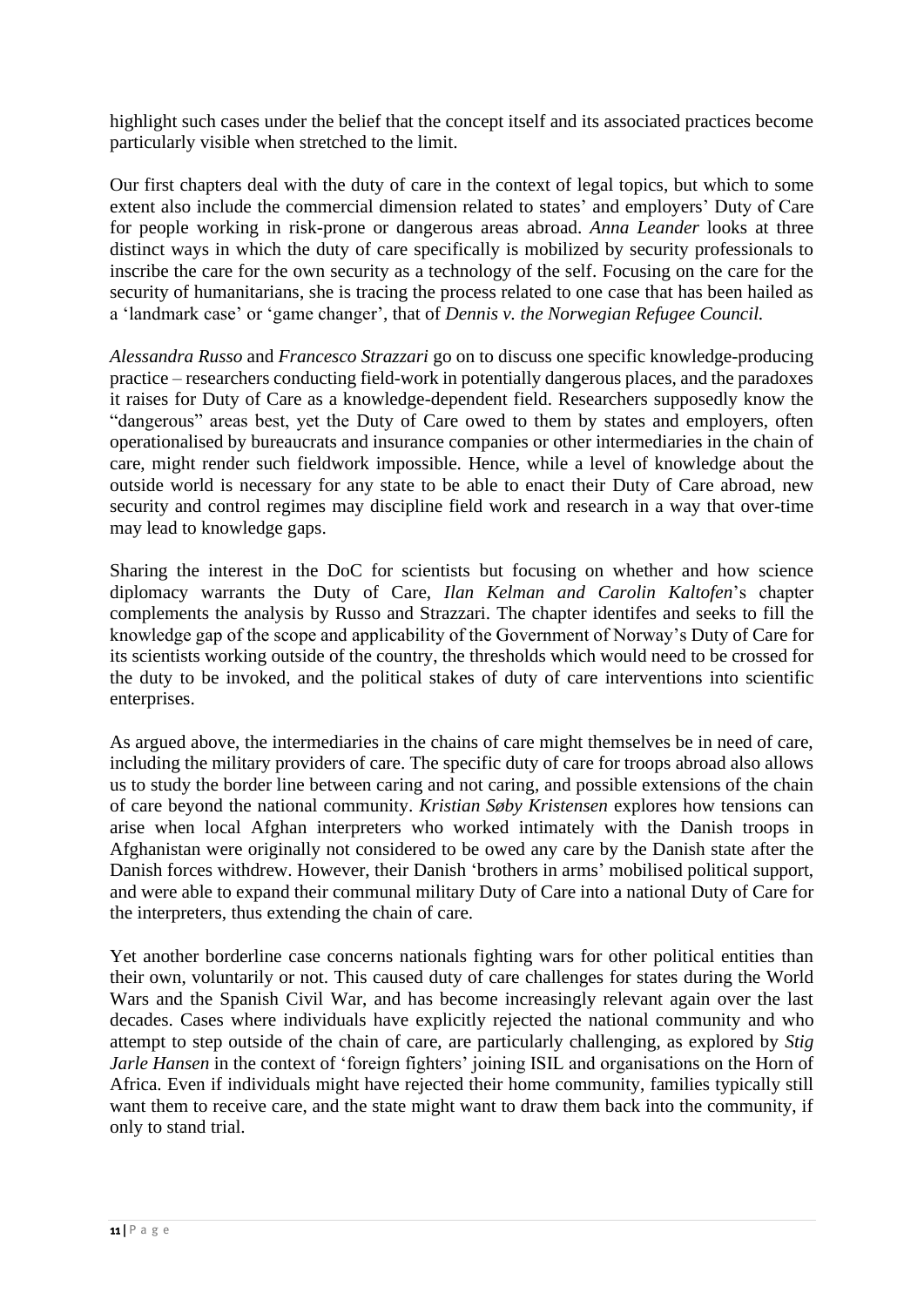highlight such cases under the belief that the concept itself and its associated practices become particularly visible when stretched to the limit.

Our first chapters deal with the duty of care in the context of legal topics, but which to some extent also include the commercial dimension related to states' and employers' Duty of Care for people working in risk-prone or dangerous areas abroad. *Anna Leander* looks at three distinct ways in which the duty of care specifically is mobilized by security professionals to inscribe the care for the own security as a technology of the self. Focusing on the care for the security of humanitarians, she is tracing the process related to one case that has been hailed as a 'landmark case' or 'game changer', that of *Dennis v. the Norwegian Refugee Council.*

*Alessandra Russo* and *Francesco Strazzari* go on to discuss one specific knowledge-producing practice – researchers conducting field-work in potentially dangerous places, and the paradoxes it raises for Duty of Care as a knowledge-dependent field. Researchers supposedly know the "dangerous" areas best, yet the Duty of Care owed to them by states and employers, often operationalised by bureaucrats and insurance companies or other intermediaries in the chain of care, might render such fieldwork impossible. Hence, while a level of knowledge about the outside world is necessary for any state to be able to enact their Duty of Care abroad, new security and control regimes may discipline field work and research in a way that over-time may lead to knowledge gaps.

Sharing the interest in the DoC for scientists but focusing on whether and how science diplomacy warrants the Duty of Care, *Ilan Kelman and Carolin Kaltofen*'s chapter complements the analysis by Russo and Strazzari. The chapter identifes and seeks to fill the knowledge gap of the scope and applicability of the Government of Norway's Duty of Care for its scientists working outside of the country, the thresholds which would need to be crossed for the duty to be invoked, and the political stakes of duty of care interventions into scientific enterprises.

As argued above, the intermediaries in the chains of care might themselves be in need of care, including the military providers of care. The specific duty of care for troops abroad also allows us to study the border line between caring and not caring, and possible extensions of the chain of care beyond the national community. *Kristian Søby Kristensen* explores how tensions can arise when local Afghan interpreters who worked intimately with the Danish troops in Afghanistan were originally not considered to be owed any care by the Danish state after the Danish forces withdrew. However, their Danish 'brothers in arms' mobilised political support, and were able to expand their communal military Duty of Care into a national Duty of Care for the interpreters, thus extending the chain of care.

Yet another borderline case concerns nationals fighting wars for other political entities than their own, voluntarily or not. This caused duty of care challenges for states during the World Wars and the Spanish Civil War, and has become increasingly relevant again over the last decades. Cases where individuals have explicitly rejected the national community and who attempt to step outside of the chain of care, are particularly challenging, as explored by *Stig Jarle Hansen* in the context of 'foreign fighters' joining ISIL and organisations on the Horn of Africa. Even if individuals might have rejected their home community, families typically still want them to receive care, and the state might want to draw them back into the community, if only to stand trial.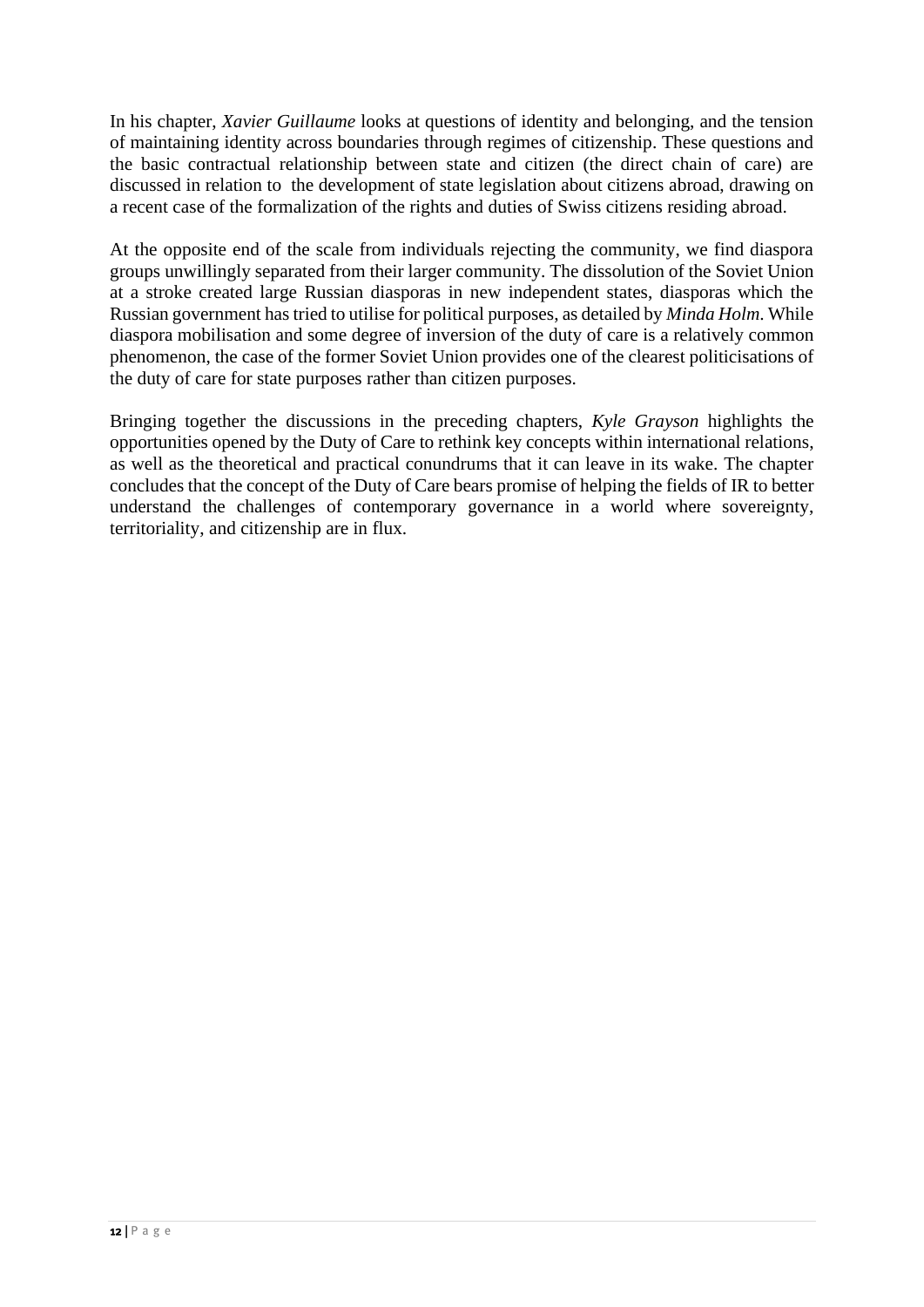In his chapter, *Xavier Guillaume* looks at questions of identity and belonging, and the tension of maintaining identity across boundaries through regimes of citizenship. These questions and the basic contractual relationship between state and citizen (the direct chain of care) are discussed in relation to the development of state legislation about citizens abroad, drawing on a recent case of the formalization of the rights and duties of Swiss citizens residing abroad.

At the opposite end of the scale from individuals rejecting the community, we find diaspora groups unwillingly separated from their larger community. The dissolution of the Soviet Union at a stroke created large Russian diasporas in new independent states, diasporas which the Russian government has tried to utilise for political purposes, as detailed by *Minda Holm*. While diaspora mobilisation and some degree of inversion of the duty of care is a relatively common phenomenon, the case of the former Soviet Union provides one of the clearest politicisations of the duty of care for state purposes rather than citizen purposes.

Bringing together the discussions in the preceding chapters, *Kyle Grayson* highlights the opportunities opened by the Duty of Care to rethink key concepts within international relations, as well as the theoretical and practical conundrums that it can leave in its wake. The chapter concludes that the concept of the Duty of Care bears promise of helping the fields of IR to better understand the challenges of contemporary governance in a world where sovereignty, territoriality, and citizenship are in flux.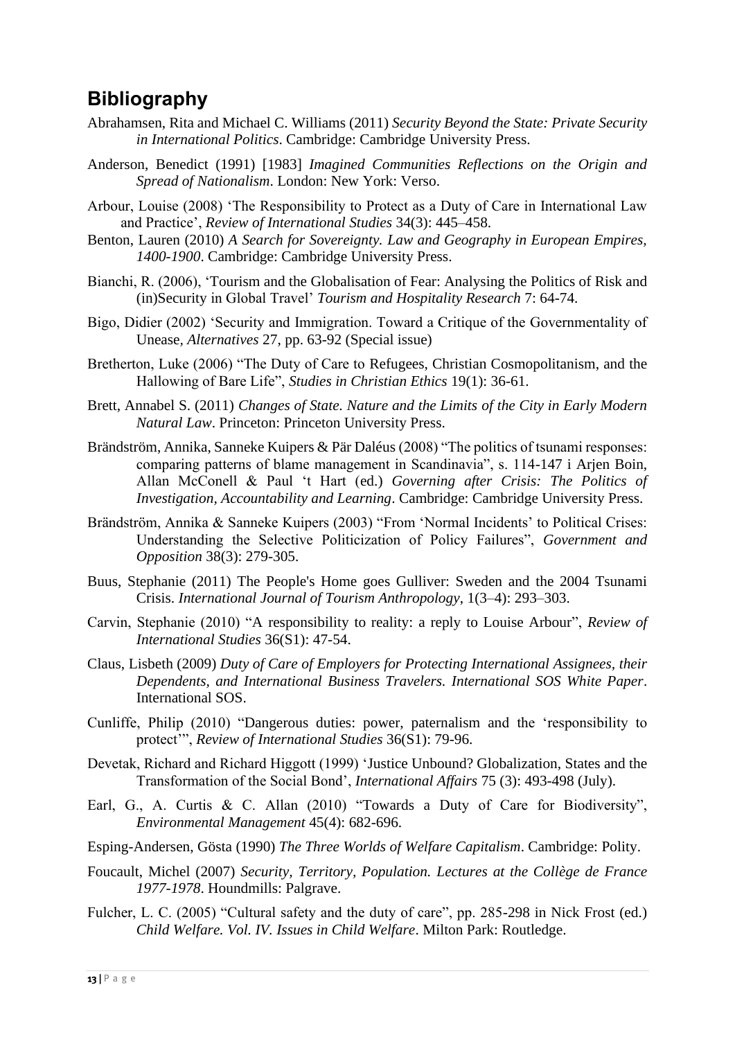## Bibliography

Abrahamsen, Rita and Michael C. Williams (2011) *Security Beyond the State: Private Security in International Politics*. Cambridge: Cambridge University Press.

Anderson, Benedict (1991) [1983] *Imagined Communities Reflections on the Origin and Spread of Nationalism*. London: New York: Verso.

Arbour, Louise (2008) 'The Responsibility to Protect as a Duty of Care in International Law and Practice', *Review of International Studies* 34(3): 445–458.

Benton, Lauren (2010) *A Search for Sovereignty. Law and Geography in European Empires, 1400-1900*. Cambridge: Cambridge University Press.

Bianchi, R. (2006), 'Tourism and the Globalisation of Fear: Analysing the Politics of Risk and (in)Security in Global Travel' *Tourism and Hospitality Research* 7: 64-74.

Bigo, Didier (2002) 'Security and Immigration. Toward a Critique of the Governmentality of Unease, *Alternatives* 27, pp. 63-92 (Special issue)

Bretherton, Luke (2006) "The Duty of Care to Refugees, Christian Cosmopolitanism, and the Hallowing of Bare Life", *Studies in Christian Ethics* 19(1): 36-61.

Brett, Annabel S. (2011) *Changes of State. Nature and the Limits of the City in Early Modern Natural Law*. Princeton: Princeton University Press.

Brändström, Annika, Sanneke Kuipers & Pär Daléus (2008) "The politics of tsunami responses: comparing patterns of blame management in Scandinavia", s. 114-147 i Arjen Boin, Allan McConell & Paul 't Hart (ed.) *Governing after Crisis: The Politics of Investigation, Accountability and Learning*. Cambridge: Cambridge University Press.

Brändström, Annika & Sanneke Kuipers (2003) "From 'Normal Incidents' to Political Crises: Understanding the Selective Politicization of Policy Failures", *Government and Opposition* 38(3): 279-305.

Buus, Stephanie (2011) The People's Home goes Gulliver: Sweden and the 2004 Tsunami Crisis. *International Journal of Tourism Anthropology*, 1(3–4): 293–303.

Carvin, Stephanie (2010) "A responsibility to reality: a reply to Louise Arbour", *Review of International Studies* 36(S1): 47-54.

Claus, Lisbeth (2009) *Duty of Care of Employers for Protecting International Assignees, their Dependents, and International Business Travelers. International SOS White Paper*. International SOS.

Cunliffe, Philip (2010) "Dangerous duties: power, paternalism and the 'responsibility to protect'", *Review of International Studies* 36(S1): 79-96.

Devetak, Richard and Richard Higgott (1999) 'Justice Unbound? Globalization, States and the Transformation of the Social Bond', *International Affairs* 75 (3): 493-498 (July).

Earl, G., A. Curtis & C. Allan (2010) "Towards a Duty of Care for Biodiversity", *Environmental Management* 45(4): 682-696.

Esping-Andersen, Gösta (1990) *The Three Worlds of Welfare Capitalism*. Cambridge: Polity.

Foucault, Michel (2007) *Security, Territory, Population. Lectures at the Collège de France 1977-1978*. Houndmills: Palgrave.

Fulcher, L. C. (2005) "Cultural safety and the duty of care", pp. 285-298 in Nick Frost (ed.) *Child Welfare. Vol. IV. Issues in Child Welfare*. Milton Park: Routledge.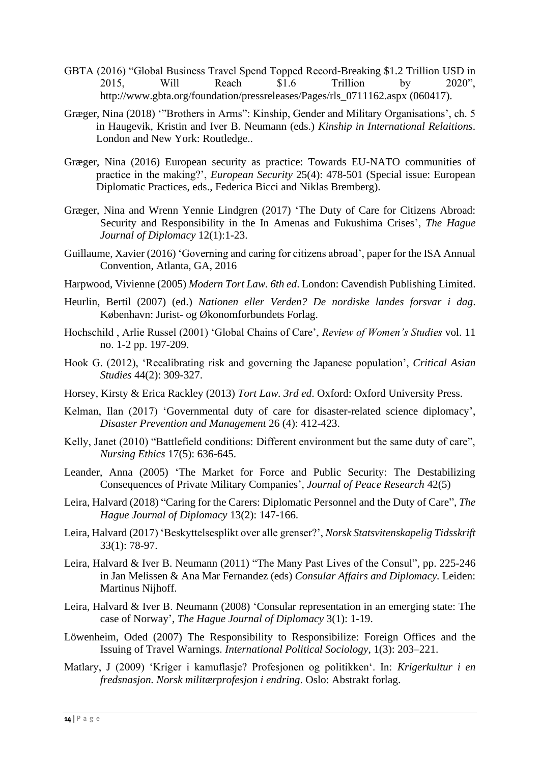GBTA (2016) "Global Business Travel Spend Topped Record-Breaking $1.2 Trillion USD in 2015, Will Reach $1.6 Trillion by 2020", http://www.gbta.org/foundation/pressreleases/Pages/rls_0711162.aspx (060417).

Græger, Nina (2018) '"Brothers in Arms": Kinship, Gender and Military Organisations', ch. 5 in Haugevik, Kristin and Iver B. Neumann (eds.) *Kinship in International Relaitions*. London and New York: Routledge..

Græger, Nina (2016) European security as practice: Towards EU-NATO communities of practice in the making?', *European Security* 25(4): 478-501 (Special issue: European Diplomatic Practices, eds., Federica Bicci and Niklas Bremberg).

Græger, Nina and Wrenn Yennie Lindgren (2017) 'The Duty of Care for Citizens Abroad: Security and Responsibility in the In Amenas and Fukushima Crises', *The Hague Journal of Diplomacy* 12(1):1-23.

Guillaume, Xavier (2016) 'Governing and caring for citizens abroad', paper for the ISA Annual Convention, Atlanta, GA, 2016

Harpwood, Vivienne (2005) *Modern Tort Law. 6th ed*. London: Cavendish Publishing Limited.

Heurlin, Bertil (2007) (ed.) *Nationen eller Verden? De nordiske landes forsvar i dag*. København: Jurist- og Økonomforbundets Forlag.

Hochschild , Arlie Russel (2001) 'Global Chains of Care', *Review of Women's Studies* vol. 11 no. 1-2 pp. 197-209.

Hook G. (2012), 'Recalibrating risk and governing the Japanese population', *Critical Asian Studies* 44(2): 309-327.

Horsey, Kirsty & Erica Rackley (2013) *Tort Law. 3rd ed*. Oxford: Oxford University Press.

Kelman, Ilan (2017) 'Governmental duty of care for disaster-related science diplomacy', *Disaster Prevention and Management* 26 (4): 412-423.

Kelly, Janet (2010) "Battlefield conditions: Different environment but the same duty of care", *Nursing Ethics* 17(5): 636-645.

Leander, Anna (2005) 'The Market for Force and Public Security: The Destabilizing Consequences of Private Military Companies', *Journal of Peace Research* 42(5)

Leira, Halvard (2018) "Caring for the Carers: Diplomatic Personnel and the Duty of Care", *The Hague Journal of Diplomacy* 13(2): 147-166.

Leira, Halvard (2017) 'Beskyttelsesplikt over alle grenser?', *Norsk Statsvitenskapelig Tidsskrift* 33(1): 78-97.

Leira, Halvard & Iver B. Neumann (2011) "The Many Past Lives of the Consul", pp. 225-246 in Jan Melissen & Ana Mar Fernandez (eds) *Consular Affairs and Diplomacy*. Leiden: Martinus Nijhoff.

Leira, Halvard & Iver B. Neumann (2008) 'Consular representation in an emerging state: The case of Norway', *The Hague Journal of Diplomacy* 3(1): 1-19.

Löwenheim, Oded (2007) The Responsibility to Responsibilize: Foreign Offices and the Issuing of Travel Warnings. *International Political Sociology*, 1(3): 203–221.

Matlary, J (2009) 'Kriger i kamuflasje? Profesjonen og politikken'. In: *Krigerkultur i en fredsnasjon. Norsk militærprofesjon i endring*. Oslo: Abstrakt forlag.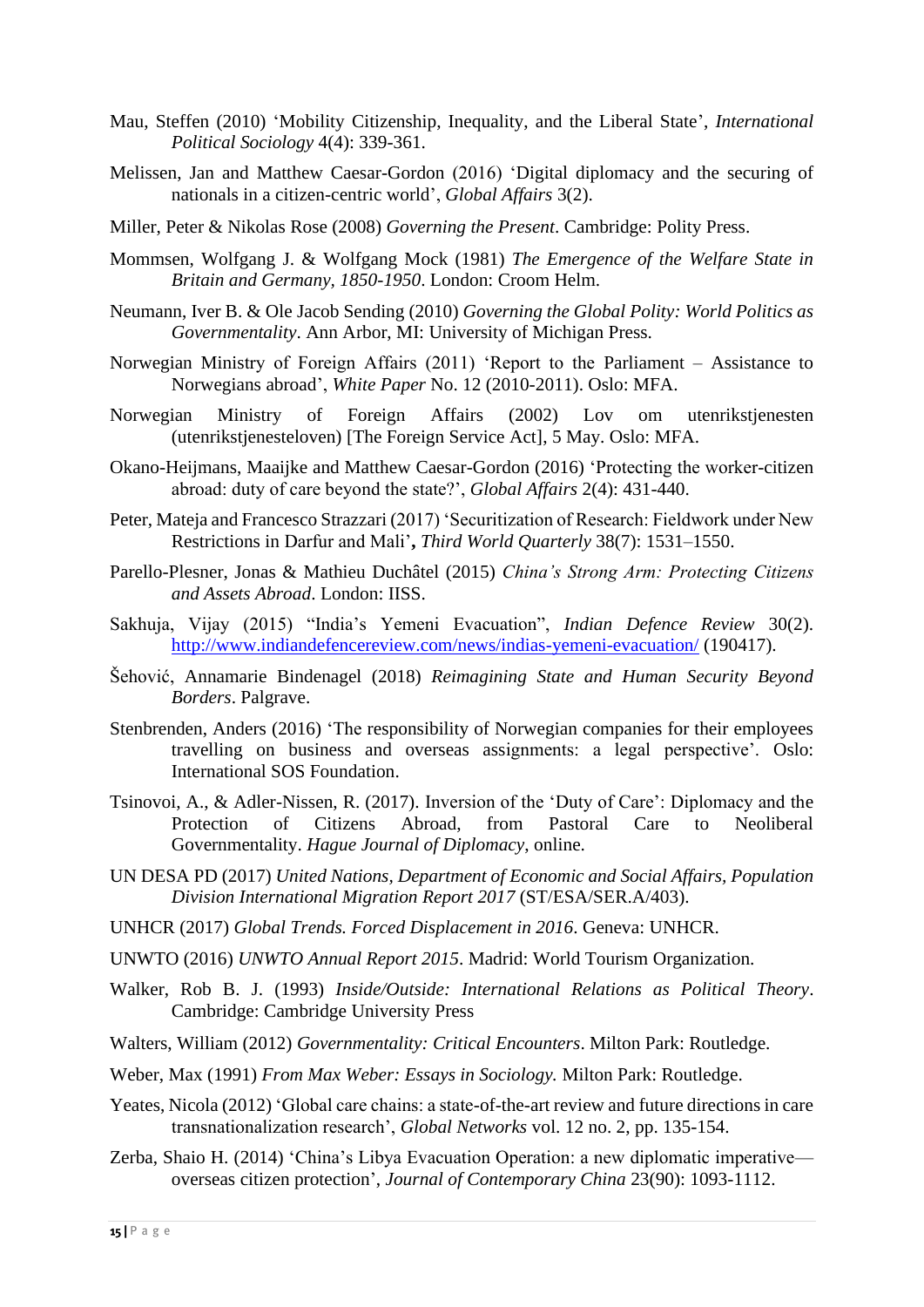Mau, Steffen (2010) 'Mobility Citizenship, Inequality, and the Liberal State', *International Political Sociology* 4(4): 339-361.

Melissen, Jan and Matthew Caesar-Gordon (2016) 'Digital diplomacy and the securing of nationals in a citizen-centric world', *Global Affairs* 3(2).

Miller, Peter & Nikolas Rose (2008) *Governing the Present*. Cambridge: Polity Press.

Mommsen, Wolfgang J. & Wolfgang Mock (1981) *The Emergence of the Welfare State in Britain and Germany, 1850-1950*. London: Croom Helm.

Neumann, Iver B. & Ole Jacob Sending (2010) *Governing the Global Polity: World Politics as Governmentality*. Ann Arbor, MI: University of Michigan Press.

Norwegian Ministry of Foreign Affairs (2011) 'Report to the Parliament – Assistance to Norwegians abroad', *White Paper* No. 12 (2010-2011). Oslo: MFA.

Norwegian Ministry of Foreign Affairs (2002) Lov om utenrikstjenesten (utenrikstjenesteloven) [The Foreign Service Act], 5 May. Oslo: MFA.

Okano-Heijmans, Maaijke and Matthew Caesar-Gordon (2016) 'Protecting the worker-citizen abroad: duty of care beyond the state?', *Global Affairs* 2(4): 431-440.

Peter, Mateja and Francesco Strazzari (2017) 'Securitization of Research: Fieldwork under New Restrictions in Darfur and Mali'**,** *Third World Quarterly* 38(7): 1531–1550.

Parello-Plesner, Jonas & Mathieu Duchâtel (2015) *China's Strong Arm: Protecting Citizens and Assets Abroad*. London: IISS.

Sakhuja, Vijay (2015) "India's Yemeni Evacuation", *Indian Defence Review* 30(2). http://www.indiandefencereview.com/news/indias-yemeni-evacuation/ (190417).

Šehović, Annamarie Bindenagel (2018) *Reimagining State and Human Security Beyond Borders*. Palgrave.

Stenbrenden, Anders (2016) 'The responsibility of Norwegian companies for their employees travelling on business and overseas assignments: a legal perspective'. Oslo: International SOS Foundation.

Tsinovoi, A., & Adler-Nissen, R. (2017). Inversion of the 'Duty of Care': Diplomacy and the Protection of Citizens Abroad, from Pastoral Care to Neoliberal Governmentality. *Hague Journal of Diplomacy*, online.

UN DESA PD (2017) *United Nations, Department of Economic and Social Affairs, Population Division International Migration Report 2017* (ST/ESA/SER.A/403).

UNHCR (2017) *Global Trends. Forced Displacement in 2016*. Geneva: UNHCR.

UNWTO (2016) *UNWTO Annual Report 2015*. Madrid: World Tourism Organization.

Walker, Rob B. J. (1993) *Inside/Outside: International Relations as Political Theory*. Cambridge: Cambridge University Press

Walters, William (2012) *Governmentality: Critical Encounters*. Milton Park: Routledge.

Weber, Max (1991) *From Max Weber: Essays in Sociology.* Milton Park: Routledge.

Yeates, Nicola (2012) 'Global care chains: a state-of-the-art review and future directions in care transnationalization research', *Global Networks* vol. 12 no. 2, pp. 135-154.

Zerba, Shaio H. (2014) 'China's Libya Evacuation Operation: a new diplomatic imperative—overseas citizen protection', *Journal of Contemporary China* 23(90): 1093-1112.